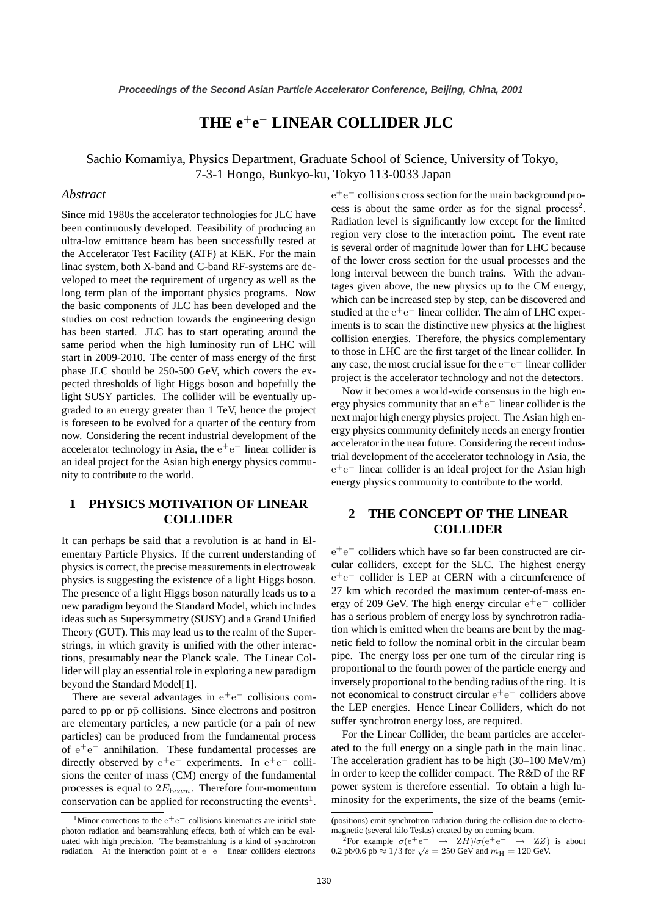# THE $e^+e^-$ LINEAR COLLIDER JLC

Sachio Komamiya, Physics Department, Graduate School of Science, University of Tokyo, 7-3-1 Hongo, Bunkyo-ku, Tokyo 113-0033 Japan

### *Abstract*

Since mid 1980s the accelerator technologies for JLC have been continuously developed. Feasibility of producing an ultra-low emittance beam has been successfully tested at the Accelerator Test Facility (ATF) at KEK. For the main linac system, both X-band and C-band RF-systems are developed to meet the requirement of urgency as well as the long term plan of the important physics programs. Now the basic components of JLC has been developed and the studies on cost reduction towards the engineering design has been started. JLC has to start operating around the same period when the high luminosity run of LHC will start in 2009-2010. The center of mass energy of the first phase JLC should be 250-500 GeV, which covers the expected thresholds of light Higgs boson and hopefully the light SUSY particles. The collider will be eventually upgraded to an energy greater than 1 TeV, hence the project is foreseen to be evolved for a quarter of the century from now. Considering the recent industrial development of the accelerator technology in Asia, the $e^+e^-$ linear collider is an ideal project for the Asian high energy physics community to contribute to the world.

## 1 PHYSICS MOTIVATION OF LINEAR COLLIDER

It can perhaps be said that a revolution is at hand in Elementary Particle Physics. If the current understanding of physics is correct, the precise measurements in electroweak physics is suggesting the existence of a light Higgs boson. The presence of a light Higgs boson naturally leads us to a new paradigm beyond the Standard Model, which includes ideas such as Supersymmetry (SUSY) and a Grand Unified Theory (GUT). This may lead us to the realm of the Superstrings, in which gravity is unified with the other interactions, presumably near the Planck scale. The Linear Collider will play an essential role in exploring a new paradigm beyond the Standard Model[1].

There are several advantages in $e^+e^-$ collisions compared to pp or $p\bar{p}$ collisions. Since electrons and positron are elementary particles, a new particle (or a pair of new particles) can be produced from the fundamental process of $e^+e^-$ annihilation. These fundamental processes are directly observed by $e^+e^-$ experiments. In $e^+e^-$ collisions the center of mass (CM) energy of the fundamental processes is equal to $2E_{beam}$. Therefore four-momentum conservation can be applied for reconstructing the events[1]. $e^+e^-$ collisions cross section for the main background process is about the same order as for the signal process[2]. Radiation level is significantly low except for the limited region very close to the interaction point. The event rate is several order of magnitude lower than for LHC because of the lower cross section for the usual processes and the long interval between the bunch trains. With the advantages given above, the new physics up to the CM energy, which can be increased step by step, can be discovered and studied at the $e^+e^-$ linear collider. The aim of LHC experiments is to scan the distinctive new physics at the highest collision energies. Therefore, the physics complementary to those in LHC are the first target of the linear collider. In any case, the most crucial issue for the $e^+e^-$ linear collider project is the accelerator technology and not the detectors.

Now it becomes a world-wide consensus in the high energy physics community that an $e^+e^-$ linear collider is the next major high energy physics project. The Asian high energy physics community definitely needs an energy frontier accelerator in the near future. Considering the recent industrial development of the accelerator technology in Asia, the $e^+e^-$ linear collider is an ideal project for the Asian high energy physics community to contribute to the world.

## 2 THE CONCEPT OF THE LINEAR COLLIDER

$e^+e^-$ colliders which have so far been constructed are circular colliders, except for the SLC. The highest energy $e^+e^-$ collider is LEP at CERN with a circumference of 27 km which recorded the maximum center-of-mass energy of 209 GeV. The high energy circular $e^+e^-$ collider has a serious problem of energy loss by synchrotron radiation which is emitted when the beams are bent by the magnetic field to follow the nominal orbit in the circular beam pipe. The energy loss per one turn of the circular ring is proportional to the fourth power of the particle energy and inversely proportional to the bending radius of the ring. It is not economical to construct circular $e^+e^-$ colliders above the LEP energies. Hence Linear Colliders, which do not suffer synchrotron energy loss, are required.

For the Linear Collider, the beam particles are accelerated to the full energy on a single path in the main linac. The acceleration gradient has to be high (30–100 MeV/m) in order to keep the collider compact. The R&D of the RF power system is therefore essential. To obtain a high luminosity for the experiments, the size of the beams (emit-

---

[1] Minor corrections to the $e^+e^-$ collisions kinematics are initial state photon radiation and beamstrahlung effects, both of which can be evaluated with high precision. The beamstrahlung is a kind of synchrotron radiation. At the interaction point of $e^+e^-$ linear colliders electrons (positrons) emit synchrotron radiation during the collision due to electromagnetic (several kilo Teslas) created by on coming beam.

[2] For example $\sigma(e^+e^- \rightarrow ZH)/\sigma(e^+e^- \rightarrow ZZ)$ is about 0.2 pb/0.6 pb $\approx 1/3$ for $\sqrt{s} = 250$ GeV and $m_H = 120$ GeV.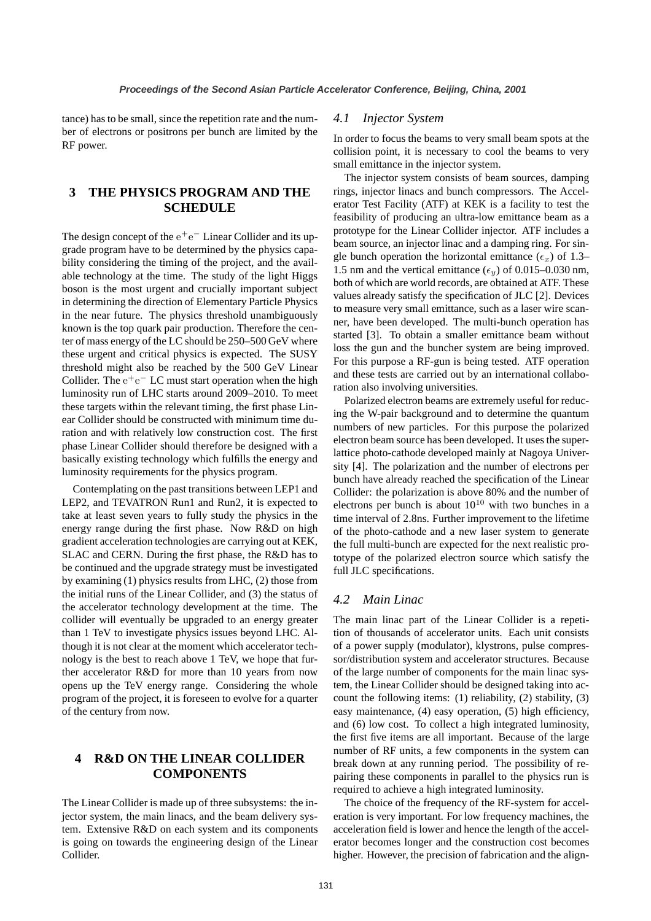tance) has to be small, since the repetition rate and the number of electrons or positrons per bunch are limited by the RF power.

## 3 THE PHYSICS PROGRAM AND THE SCHEDULE

The design concept of the $e^+e^-$ Linear Collider and its upgrade program have to be determined by the physics capability considering the timing of the project, and the available technology at the time. The study of the light Higgs boson is the most urgent and crucially important subject in determining the direction of Elementary Particle Physics in the near future. The physics threshold unambiguously known is the top quark pair production. Therefore the center of mass energy of the LC should be 250–500 GeV where these urgent and critical physics is expected. The SUSY threshold might also be reached by the 500 GeV Linear Collider. The $e^+e^-$ LC must start operation when the high luminosity run of LHC starts around 2009–2010. To meet these targets within the relevant timing, the first phase Linear Collider should be constructed with minimum time duration and with relatively low construction cost. The first phase Linear Collider should therefore be designed with a basically existing technology which fulfills the energy and luminosity requirements for the physics program.

Contemplating on the past transitions between LEP1 and LEP2, and TEVATRON Run1 and Run2, it is expected to take at least seven years to fully study the physics in the energy range during the first phase. Now R&D on high gradient acceleration technologies are carrying out at KEK, SLAC and CERN. During the first phase, the R&D has to be continued and the upgrade strategy must be investigated by examining (1) physics results from LHC, (2) those from the initial runs of the Linear Collider, and (3) the status of the accelerator technology development at the time. The collider will eventually be upgraded to an energy greater than 1 TeV to investigate physics issues beyond LHC. Although it is not clear at the moment which accelerator technology is the best to reach above 1 TeV, we hope that further accelerator R&D for more than 10 years from now opens up the TeV energy range. Considering the whole program of the project, it is foreseen to evolve for a quarter of the century from now.

## 4 R&D ON THE LINEAR COLLIDER COMPONENTS

The Linear Collider is made up of three subsystems: the injector system, the main linacs, and the beam delivery system. Extensive R&D on each system and its components is going on towards the engineering design of the Linear Collider.

### *4.1 Injector System*

In order to focus the beams to very small beam spots at the collision point, it is necessary to cool the beams to very small emittance in the injector system.

The injector system consists of beam sources, damping rings, injector linacs and bunch compressors. The Accelerator Test Facility (ATF) at KEK is a facility to test the feasibility of producing an ultra-low emittance beam as a prototype for the Linear Collider injector. ATF includes a beam source, an injector linac and a damping ring. For single bunch operation the horizontal emittance ($\epsilon_x$) of 1.3–1.5 nm and the vertical emittance ($\epsilon_y$) of 0.015–0.030 nm, both of which are world records, are obtained at ATF. These values already satisfy the specification of JLC [2]. Devices to measure very small emittance, such as a laser wire scanner, have been developed. The multi-bunch operation has started [3]. To obtain a smaller emittance beam without loss the gun and the buncher system are being improved. For this purpose a RF-gun is being tested. ATF operation and these tests are carried out by an international collaboration also involving universities.

Polarized electron beams are extremely useful for reducing the W-pair background and to determine the quantum numbers of new particles. For this purpose the polarized electron beam source has been developed. It uses the superlattice photo-cathode developed mainly at Nagoya University [4]. The polarization and the number of electrons per bunch have already reached the specification of the Linear Collider: the polarization is above 80% and the number of electrons per bunch is about $10^{10}$ with two bunches in a time interval of 2.8ns. Further improvement to the lifetime of the photo-cathode and a new laser system to generate the full multi-bunch are expected for the next realistic prototype of the polarized electron source which satisfy the full JLC specifications.

### *4.2 Main Linac*

The main linac part of the Linear Collider is a repetition of thousands of accelerator units. Each unit consists of a power supply (modulator), klystrons, pulse compressor/distribution system and accelerator structures. Because of the large number of components for the main linac system, the Linear Collider should be designed taking into account the following items: (1) reliability, (2) stability, (3) easy maintenance, (4) easy operation, (5) high efficiency, and (6) low cost. To collect a high integrated luminosity, the first five items are all important. Because of the large number of RF units, a few components in the system can break down at any running period. The possibility of repairing these components in parallel to the physics run is required to achieve a high integrated luminosity.

The choice of the frequency of the RF-system for acceleration is very important. For low frequency machines, the acceleration field is lower and hence the length of the accelerator becomes longer and the construction cost becomes higher. However, the precision of fabrication and the align-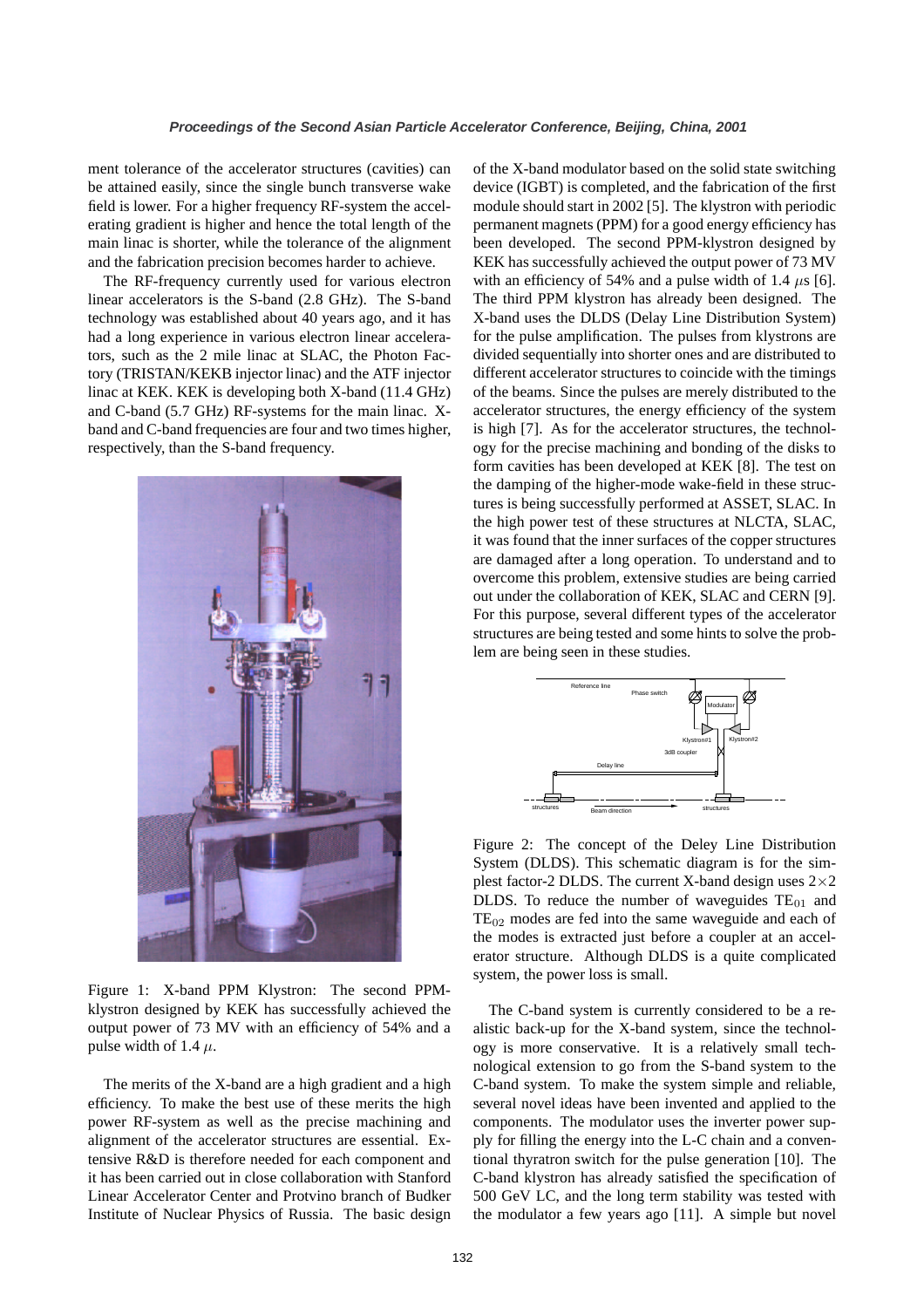ment tolerance of the accelerator structures (cavities) can be attained easily, since the single bunch transverse wake field is lower. For a higher frequency RF-system the accelerating gradient is higher and hence the total length of the main linac is shorter, while the tolerance of the alignment and the fabrication precision becomes harder to achieve.

The RF-frequency currently used for various electron linear accelerators is the S-band (2.8 GHz). The S-band technology was established about 40 years ago, and it has had a long experience in various electron linear accelerators, such as the 2 mile linac at SLAC, the Photon Factory (TRISTAN/KEKB injector linac) and the ATF injector linac at KEK. KEK is developing both X-band (11.4 GHz) and C-band (5.7 GHz) RF-systems for the main linac. X-band and C-band frequencies are four and two times higher, respectively, than the S-band frequency.

Figure 1: X-band PPM Klystron: The second PPM-klystron designed by KEK has successfully achieved the output power of 73 MV with an efficiency of 54% and a pulse width of 1.4 $\mu$.

The merits of the X-band are a high gradient and a high efficiency. To make the best use of these merits the high power RF-system as well as the precise machining and alignment of the accelerator structures are essential. Extensive R&D is therefore needed for each component and it has been carried out in close collaboration with Stanford Linear Accelerator Center and Protvino branch of Budker Institute of Nuclear Physics of Russia. The basic design of the X-band modulator based on the solid state switching device (IGBT) is completed, and the fabrication of the first module should start in 2002 [5]. The klystron with periodic permanent magnets (PPM) for a good energy efficiency has been developed. The second PPM-klystron designed by KEK has successfully achieved the output power of 73 MV with an efficiency of 54% and a pulse width of 1.4 $\mu$s [6]. The third PPM klystron has already been designed. The X-band uses the DLDS (Delay Line Distribution System) for the pulse amplification. The pulses from klystrons are divided sequentially into shorter ones and are distributed to different accelerator structures to coincide with the timings of the beams. Since the pulses are merely distributed to the accelerator structures, the energy efficiency of the system is high [7]. As for the accelerator structures, the technology for the precise machining and bonding of the disks to form cavities has been developed at KEK [8]. The test on the damping of the higher-mode wake-field in these structures is being successfully performed at ASSET, SLAC. In the high power test of these structures at NLCTA, SLAC, it was found that the inner surfaces of the copper structures are damaged after a long operation. To understand and to overcome this problem, extensive studies are being carried out under the collaboration of KEK, SLAC and CERN [9]. For this purpose, several different types of the accelerator structures are being tested and some hints to solve the problem are being seen in these studies.

Figure 2: The concept of the Deley Line Distribution System (DLDS). This schematic diagram is for the simplest factor-2 DLDS. The current X-band design uses $2\times2$ DLDS. To reduce the number of waveguides $TE_{01}$ and $TE_{02}$ modes are fed into the same waveguide and each of the modes is extracted just before a coupler at an accelerator structure. Although DLDS is a quite complicated system, the power loss is small.

The C-band system is currently considered to be a realistic back-up for the X-band system, since the technology is more conservative. It is a relatively small technological extension to go from the S-band system to the C-band system. To make the system simple and reliable, several novel ideas have been invented and applied to the components. The modulator uses the inverter power supply for filling the energy into the L-C chain and a conventional thyratron switch for the pulse generation [10]. The C-band klystron has already satisfied the specification of 500 GeV LC, and the long term stability was tested with the modulator a few years ago [11]. A simple but novel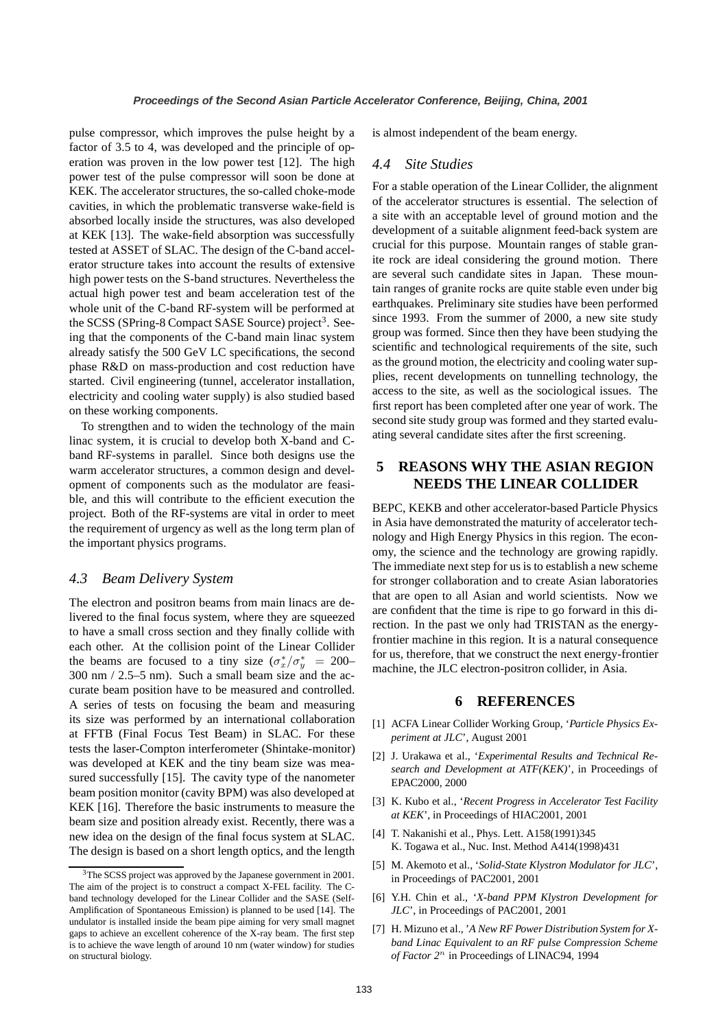pulse compressor, which improves the pulse height by a factor of 3.5 to 4, was developed and the principle of operation was proven in the low power test [12]. The high power test of the pulse compressor will soon be done at KEK. The accelerator structures, the so-called choke-mode cavities, in which the problematic transverse wake-field is absorbed locally inside the structures, was also developed at KEK [13]. The wake-field absorption was successfully tested at ASSET of SLAC. The design of the C-band accelerator structure takes into account the results of extensive high power tests on the S-band structures. Nevertheless the actual high power test and beam acceleration test of the whole unit of the C-band RF-system will be performed at the SCSS (SPring-8 Compact SASE Source) project[3]. Seeing that the components of the C-band main linac system already satisfy the 500 GeV LC specifications, the second phase R&D on mass-production and cost reduction have started. Civil engineering (tunnel, accelerator installation, electricity and cooling water supply) is also studied based on these working components.

To strengthen and to widen the technology of the main linac system, it is crucial to develop both X-band and C-band RF-systems in parallel. Since both designs use the warm accelerator structures, a common design and development of components such as the modulator are feasible, and this will contribute to the efficient execution the project. Both of the RF-systems are vital in order to meet the requirement of urgency as well as the long term plan of the important physics programs.

### *4.3 Beam Delivery System*

The electron and positron beams from main linacs are delivered to the final focus system, where they are squeezed to have a small cross section and they finally collide with each other. At the collision point of the Linear Collider the beams are focused to a tiny size ($\sigma_x^*/\sigma_y^* = 200$–300 nm / 2.5–5 nm). Such a small beam size and the accurate beam position have to be measured and controlled. A series of tests on focusing the beam and measuring its size was performed by an international collaboration at FFTB (Final Focus Test Beam) in SLAC. For these tests the laser-Compton interferometer (Shintake-monitor) was developed at KEK and the tiny beam size was measured successfully [15]. The cavity type of the nanometer beam position monitor (cavity BPM) was also developed at KEK [16]. Therefore the basic instruments to measure the beam size and position already exist. Recently, there was a new idea on the design of the final focus system at SLAC. The design is based on a short length optics, and the length is almost independent of the beam energy.

[3] The SCSS project was approved by the Japanese government in 2001. The aim of the project is to construct a compact X-FEL facility. The C-band technology developed for the Linear Collider and the SASE (Self-Amplification of Spontaneous Emission) is planned to be used [14]. The undulator is installed inside the beam pipe aiming for very small magnet gaps to achieve an excellent coherence of the X-ray beam. The first step is to achieve the wave length of around 10 nm (water window) for studies on structural biology.

### *4.4 Site Studies*

For a stable operation of the Linear Collider, the alignment of the accelerator structures is essential. The selection of a site with an acceptable level of ground motion and the development of a suitable alignment feed-back system are crucial for this purpose. Mountain ranges of stable granite rock are ideal considering the ground motion. There are several such candidate sites in Japan. These mountain ranges of granite rocks are quite stable even under big earthquakes. Preliminary site studies have been performed since 1993. From the summer of 2000, a new site study group was formed. Since then they have been studying the scientific and technological requirements of the site, such as the ground motion, the electricity and cooling water supplies, recent developments on tunnelling technology, the access to the site, as well as the sociological issues. The first report has been completed after one year of work. The second site study group was formed and they started evaluating several candidate sites after the first screening.

## 5 REASONS WHY THE ASIAN REGION NEEDS THE LINEAR COLLIDER

BEPC, KEKB and other accelerator-based Particle Physics in Asia have demonstrated the maturity of accelerator technology and High Energy Physics in this region. The economy, the science and the technology are growing rapidly. The immediate next step for us is to establish a new scheme for stronger collaboration and to create Asian laboratories that are open to all Asian and world scientists. Now we are confident that the time is ripe to go forward in this direction. In the past we only had TRISTAN as the energy-frontier machine in this region. It is a natural consequence for us, therefore, that we construct the next energy-frontier machine, the JLC electron-positron collider, in Asia.

## 6 REFERENCES

[1] ACFA Linear Collider Working Group, '*Particle Physics Experiment at JLC*', August 2001

[2] J. Urakawa et al., '*Experimental Results and Technical Research and Development at ATF(KEK)*', in Proceedings of EPAC2000, 2000

[3] K. Kubo et al., '*Recent Progress in Accelerator Test Facility at KEK*', in Proceedings of HIAC2001, 2001

[4] T. Nakanishi et al., Phys. Lett. A158(1991)345
K. Togawa et al., Nuc. Inst. Method A414(1998)431

[5] M. Akemoto et al., '*Solid-State Klystron Modulator for JLC*', in Proceedings of PAC2001, 2001

[6] Y.H. Chin et al., '*X-band PPM Klystron Development for JLC*', in Proceedings of PAC2001, 2001

[7] H. Mizuno et al., '*A New RF Power Distribution System for X-band Linac Equivalent to an RF pulse Compression Scheme of Factor $2^n$* in Proceedings of LINAC94, 1994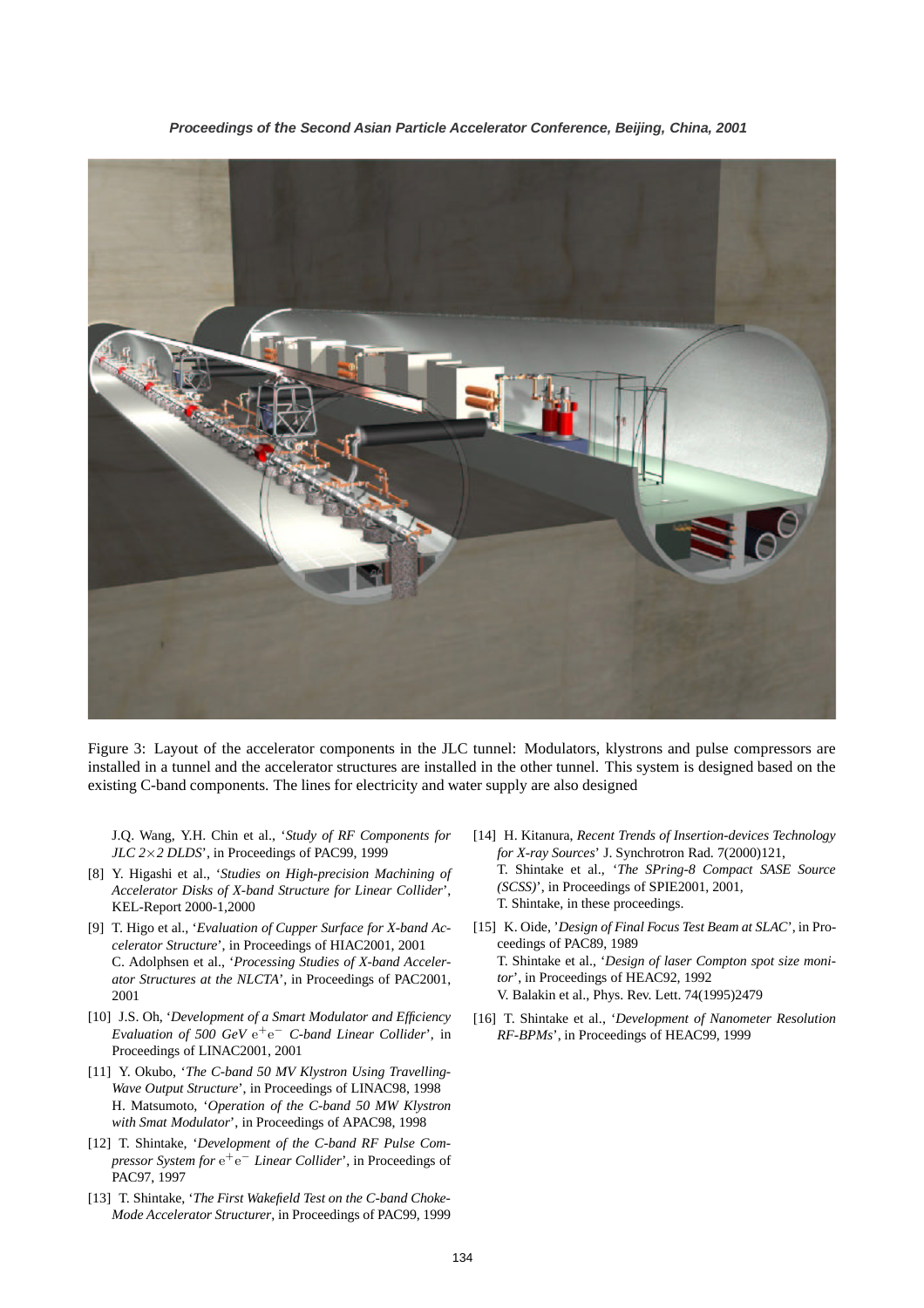Figure 3: Layout of the accelerator components in the JLC tunnel: Modulators, klystrons and pulse compressors are installed in a tunnel and the accelerator structures are installed in the other tunnel. This system is designed based on the existing C-band components. The lines for electricity and water supply are also designed

J.Q. Wang, Y.H. Chin et al., '*Study of RF Components for JLC 2×2 DLDS*', in Proceedings of PAC99, 1999

[8] Y. Higashi et al., '*Studies on High-precision Machining of Accelerator Disks of X-band Structure for Linear Collider*', KEL-Report 2000-1,2000

[9] T. Higo et al., '*Evaluation of Cupper Surface for X-band Accelerator Structure*', in Proceedings of HIAC2001, 2001
C. Adolphsen et al., '*Processing Studies of X-band Accelerator Structures at the NLCTA*', in Proceedings of PAC2001, 2001

[10] J.S. Oh, '*Development of a Smart Modulator and Efficiency Evaluation of 500 GeV $e^+e^-$ C-band Linear Collider*', in Proceedings of LINAC2001, 2001

[11] Y. Okubo, '*The C-band 50 MV Klystron Using Travelling-Wave Output Structure*', in Proceedings of LINAC98, 1998
H. Matsumoto, '*Operation of the C-band 50 MW Klystron with Smat Modulator*', in Proceedings of APAC98, 1998

[12] T. Shintake, '*Development of the C-band RF Pulse Compressor System for $e^+e^-$ Linear Collider*', in Proceedings of PAC97, 1997

[13] T. Shintake, '*The First Wakefield Test on the C-band Choke-Mode Accelerator Structurer*, in Proceedings of PAC99, 1999

[14] H. Kitanura, *Recent Trends of Insertion-devices Technology for X-ray Sources*' J. Synchrotron Rad. 7(2000)121,
T. Shintake et al., '*The SPring-8 Compact SASE Source (SCSS)*', in Proceedings of SPIE2001, 2001,
T. Shintake, in these proceedings.

[15] K. Oide, '*Design of Final Focus Test Beam at SLAC*', in Proceedings of PAC89, 1989
T. Shintake et al., '*Design of laser Compton spot size monitor*', in Proceedings of HEAC92, 1992
V. Balakin et al., Phys. Rev. Lett. 74(1995)2479

[16] T. Shintake et al., '*Development of Nanometer Resolution RF-BPMs*', in Proceedings of HEAC99, 1999